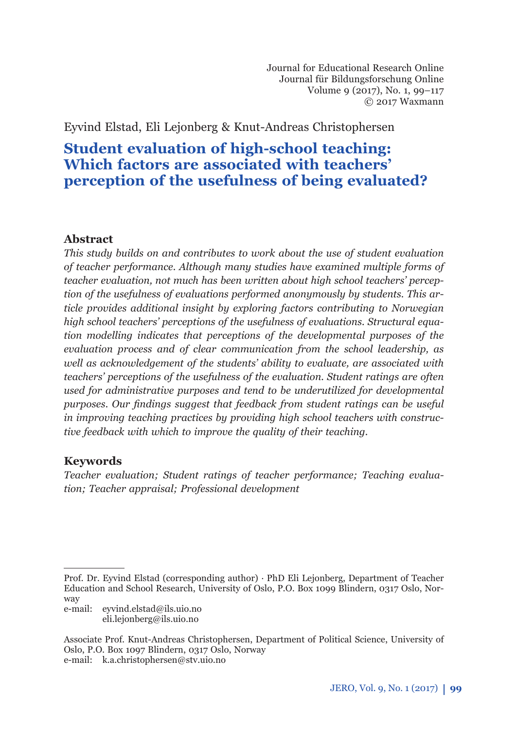Eyvind Elstad, Eli Lejonberg & Knut-Andreas Christophersen

# Student evaluation of high-school teaching: Which factors are associated with teachers' perception of the usefulness of being evaluated?

## Abstract

*This study builds on and contributes to work about the use of student evaluation of teacher performance. Although many studies have examined multiple forms of teacher evaluation, not much has been written about high school teachers' perception of the usefulness of evaluations performed anonymously by students. This article provides additional insight by exploring factors contributing to Norwegian high school teachers' perceptions of the usefulness of evaluations. Structural equation modelling indicates that perceptions of the developmental purposes of the evaluation process and of clear communication from the school leadership, as well as acknowledgement of the students' ability to evaluate, are associated with teachers' perceptions of the usefulness of the evaluation. Student ratings are often used for administrative purposes and tend to be underutilized for developmental purposes. Our findings suggest that feedback from student ratings can be useful in improving teaching practices by providing high school teachers with constructive feedback with which to improve the quality of their teaching.*

## Keywords

*Teacher evaluation; Student ratings of teacher performance; Teaching evaluation; Teacher appraisal; Professional development*

---

Prof. Dr. Eyvind Elstad (corresponding author) · PhD Eli Lejonberg, Department of Teacher Education and School Research, University of Oslo, P.O. Box 1099 Blindern, 0317 Oslo, Norway
e-mail: eyvind.elstad@ils.uio.no
eli.lejonberg@ils.uio.no

Associate Prof. Knut-Andreas Christophersen, Department of Political Science, University of Oslo, P.O. Box 1097 Blindern, 0317 Oslo, Norway
e-mail: k.a.christophersen@stv.uio.no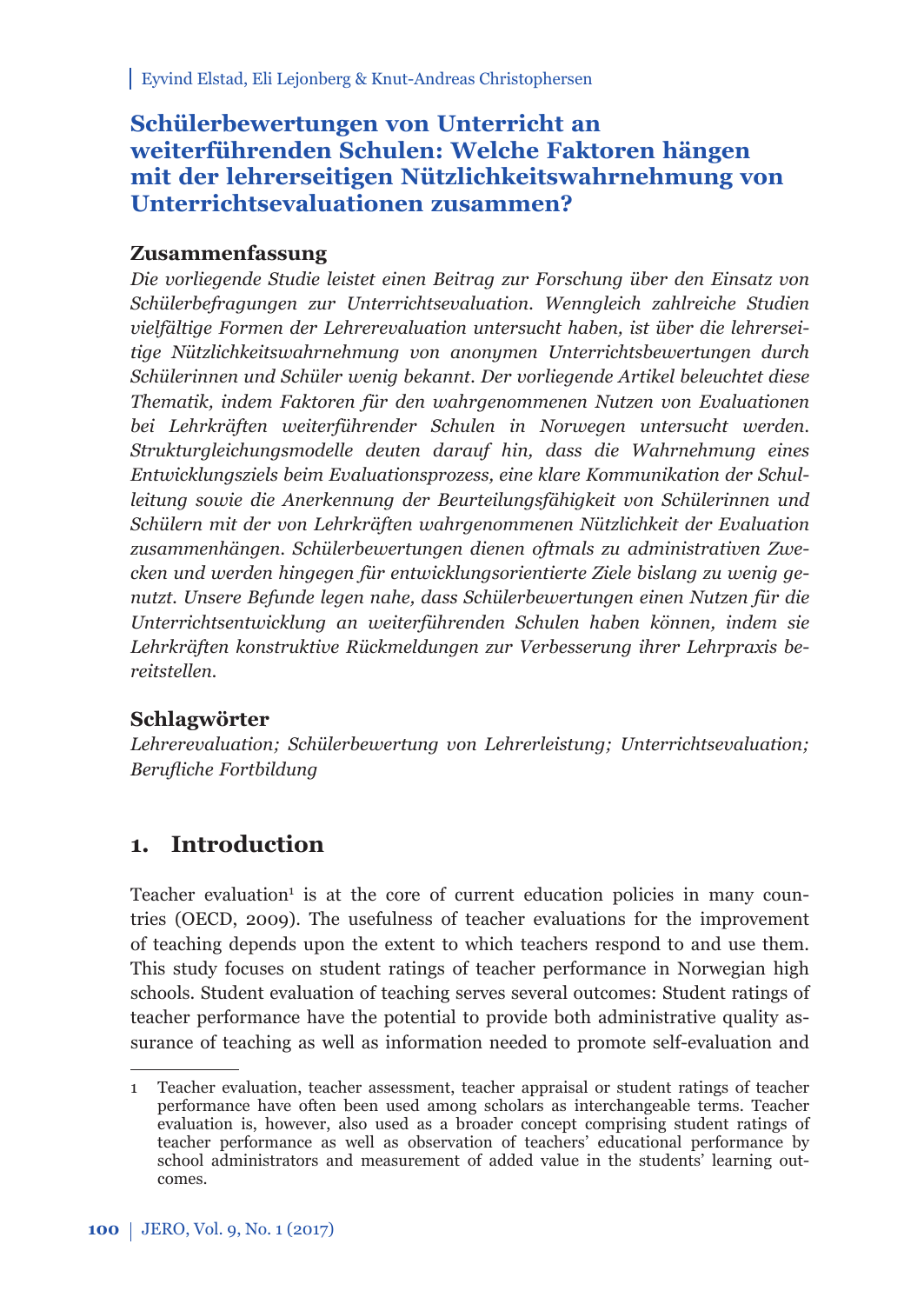Eyvind Elstad, Eli Lejonberg & Knut-Andreas Christophersen

# Schülerbewertungen von Unterricht an weiterführenden Schulen: Welche Faktoren hängen mit der lehrerseitigen Nützlichkeitswahrnehmung von Unterrichtsevaluationen zusammen?

## Zusammenfassung

*Die vorliegende Studie leistet einen Beitrag zur Forschung über den Einsatz von Schülerbefragungen zur Unterrichtsevaluation. Wenngleich zahlreiche Studien vielfältige Formen der Lehrerevaluation untersucht haben, ist über die lehrerseitige Nützlichkeitswahrnehmung von anonymen Unterrichtsbewertungen durch Schülerinnen und Schüler wenig bekannt. Der vorliegende Artikel beleuchtet diese Thematik, indem Faktoren für den wahrgenommenen Nutzen von Evaluationen bei Lehrkräften weiterführender Schulen in Norwegen untersucht werden. Strukturgleichungsmodelle deuten darauf hin, dass die Wahrnehmung eines Entwicklungsziels beim Evaluationsprozess, eine klare Kommunikation der Schulleitung sowie die Anerkennung der Beurteilungsfähigkeit von Schülerinnen und Schülern mit der von Lehrkräften wahrgenommenen Nützlichkeit der Evaluation zusammenhängen. Schülerbewertungen dienen oftmals zu administrativen Zwecken und werden hingegen für entwicklungsorientierte Ziele bislang zu wenig genutzt. Unsere Befunde legen nahe, dass Schülerbewertungen einen Nutzen für die Unterrichtsentwicklung an weiterführenden Schulen haben können, indem sie Lehrkräften konstruktive Rückmeldungen zur Verbesserung ihrer Lehrpraxis bereitstellen.*

## Schlagwörter

*Lehrerevaluation; Schülerbewertung von Lehrerleistung; Unterrichtsevaluation; Berufliche Fortbildung*

## 1. Introduction

Teacher evaluation[1] is at the core of current education policies in many countries (OECD, 2009). The usefulness of teacher evaluations for the improvement of teaching depends upon the extent to which teachers respond to and use them. This study focuses on student ratings of teacher performance in Norwegian high schools. Student evaluation of teaching serves several outcomes: Student ratings of teacher performance have the potential to provide both administrative quality assurance of teaching as well as information needed to promote self-evaluation and

---

1 Teacher evaluation, teacher assessment, teacher appraisal or student ratings of teacher performance have often been used among scholars as interchangeable terms. Teacher evaluation is, however, also used as a broader concept comprising student ratings of teacher performance as well as observation of teachers' educational performance by school administrators and measurement of added value in the students' learning outcomes.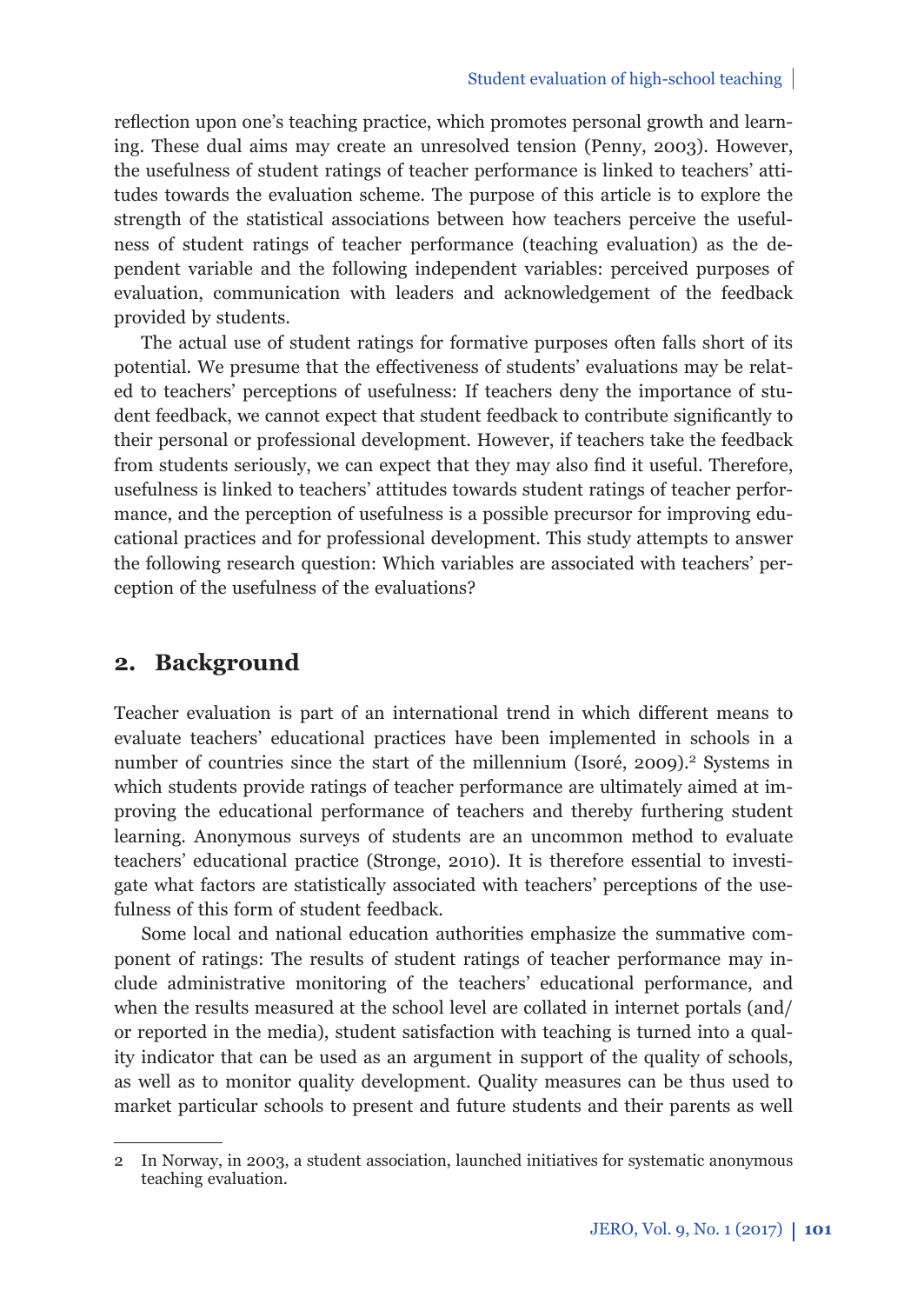reflection upon one's teaching practice, which promotes personal growth and learning. These dual aims may create an unresolved tension (Penny, 2003). However, the usefulness of student ratings of teacher performance is linked to teachers' attitudes towards the evaluation scheme. The purpose of this article is to explore the strength of the statistical associations between how teachers perceive the usefulness of student ratings of teacher performance (teaching evaluation) as the dependent variable and the following independent variables: perceived purposes of evaluation, communication with leaders and acknowledgement of the feedback provided by students.

The actual use of student ratings for formative purposes often falls short of its potential. We presume that the effectiveness of students' evaluations may be related to teachers' perceptions of usefulness: If teachers deny the importance of student feedback, we cannot expect that student feedback to contribute significantly to their personal or professional development. However, if teachers take the feedback from students seriously, we can expect that they may also find it useful. Therefore, usefulness is linked to teachers' attitudes towards student ratings of teacher performance, and the perception of usefulness is a possible precursor for improving educational practices and for professional development. This study attempts to answer the following research question: Which variables are associated with teachers' perception of the usefulness of the evaluations?

## 2. Background

Teacher evaluation is part of an international trend in which different means to evaluate teachers' educational practices have been implemented in schools in a number of countries since the start of the millennium (Isoré, 2009).[2] Systems in which students provide ratings of teacher performance are ultimately aimed at improving the educational performance of teachers and thereby furthering student learning. Anonymous surveys of students are an uncommon method to evaluate teachers' educational practice (Stronge, 2010). It is therefore essential to investigate what factors are statistically associated with teachers' perceptions of the usefulness of this form of student feedback.

Some local and national education authorities emphasize the summative component of ratings: The results of student ratings of teacher performance may include administrative monitoring of the teachers' educational performance, and when the results measured at the school level are collated in internet portals (and/or reported in the media), student satisfaction with teaching is turned into a quality indicator that can be used as an argument in support of the quality of schools, as well as to monitor quality development. Quality measures can be thus used to market particular schools to present and future students and their parents as well

---

2 In Norway, in 2003, a student association, launched initiatives for systematic anonymous teaching evaluation.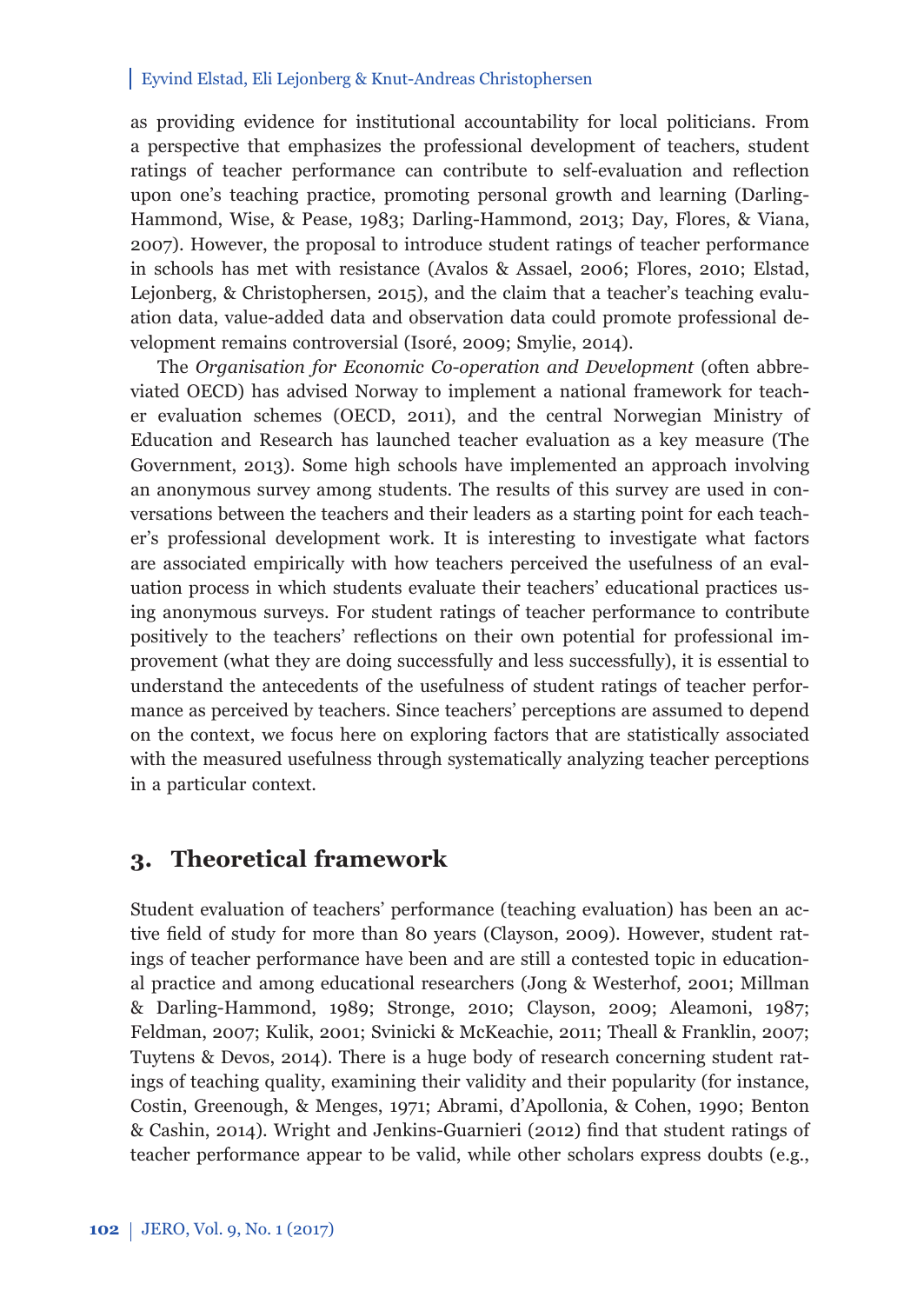as providing evidence for institutional accountability for local politicians. From a perspective that emphasizes the professional development of teachers, student ratings of teacher performance can contribute to self-evaluation and reflection upon one's teaching practice, promoting personal growth and learning (Darling-Hammond, Wise, & Pease, 1983; Darling-Hammond, 2013; Day, Flores, & Viana, 2007). However, the proposal to introduce student ratings of teacher performance in schools has met with resistance (Avalos & Assael, 2006; Flores, 2010; Elstad, Lejonberg, & Christophersen, 2015), and the claim that a teacher's teaching evaluation data, value-added data and observation data could promote professional development remains controversial (Isoré, 2009; Smylie, 2014).

The *Organisation for Economic Co-operation and Development* (often abbreviated OECD) has advised Norway to implement a national framework for teacher evaluation schemes (OECD, 2011), and the central Norwegian Ministry of Education and Research has launched teacher evaluation as a key measure (The Government, 2013). Some high schools have implemented an approach involving an anonymous survey among students. The results of this survey are used in conversations between the teachers and their leaders as a starting point for each teacher's professional development work. It is interesting to investigate what factors are associated empirically with how teachers perceived the usefulness of an evaluation process in which students evaluate their teachers' educational practices using anonymous surveys. For student ratings of teacher performance to contribute positively to the teachers' reflections on their own potential for professional improvement (what they are doing successfully and less successfully), it is essential to understand the antecedents of the usefulness of student ratings of teacher performance as perceived by teachers. Since teachers' perceptions are assumed to depend on the context, we focus here on exploring factors that are statistically associated with the measured usefulness through systematically analyzing teacher perceptions in a particular context.

## 3. Theoretical framework

Student evaluation of teachers' performance (teaching evaluation) has been an active field of study for more than 80 years (Clayson, 2009). However, student ratings of teacher performance have been and are still a contested topic in educational practice and among educational researchers (Jong & Westerhof, 2001; Millman & Darling-Hammond, 1989; Stronge, 2010; Clayson, 2009; Aleamoni, 1987; Feldman, 2007; Kulik, 2001; Svinicki & McKeachie, 2011; Theall & Franklin, 2007; Tuytens & Devos, 2014). There is a huge body of research concerning student ratings of teaching quality, examining their validity and their popularity (for instance, Costin, Greenough, & Menges, 1971; Abrami, d'Apollonia, & Cohen, 1990; Benton & Cashin, 2014). Wright and Jenkins-Guarnieri (2012) find that student ratings of teacher performance appear to be valid, while other scholars express doubts (e.g.,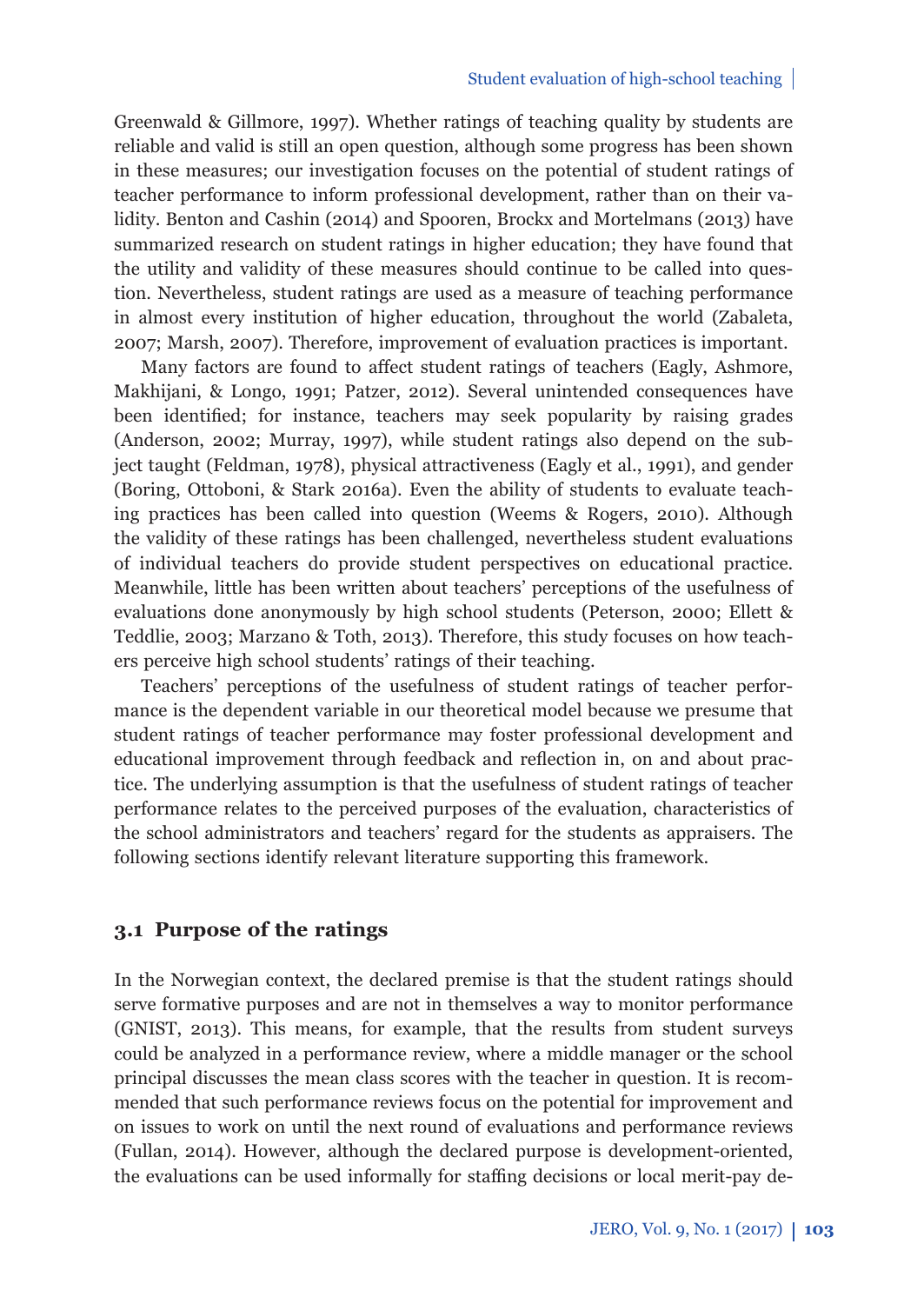Greenwald & Gillmore, 1997). Whether ratings of teaching quality by students are reliable and valid is still an open question, although some progress has been shown in these measures; our investigation focuses on the potential of student ratings of teacher performance to inform professional development, rather than on their validity. Benton and Cashin (2014) and Spooren, Brockx and Mortelmans (2013) have summarized research on student ratings in higher education; they have found that the utility and validity of these measures should continue to be called into question. Nevertheless, student ratings are used as a measure of teaching performance in almost every institution of higher education, throughout the world (Zabaleta, 2007; Marsh, 2007). Therefore, improvement of evaluation practices is important.

Many factors are found to affect student ratings of teachers (Eagly, Ashmore, Makhijani, & Longo, 1991; Patzer, 2012). Several unintended consequences have been identified; for instance, teachers may seek popularity by raising grades (Anderson, 2002; Murray, 1997), while student ratings also depend on the subject taught (Feldman, 1978), physical attractiveness (Eagly et al., 1991), and gender (Boring, Ottoboni, & Stark 2016a). Even the ability of students to evaluate teaching practices has been called into question (Weems & Rogers, 2010). Although the validity of these ratings has been challenged, nevertheless student evaluations of individual teachers do provide student perspectives on educational practice. Meanwhile, little has been written about teachers' perceptions of the usefulness of evaluations done anonymously by high school students (Peterson, 2000; Ellett & Teddlie, 2003; Marzano & Toth, 2013). Therefore, this study focuses on how teachers perceive high school students' ratings of their teaching.

Teachers' perceptions of the usefulness of student ratings of teacher performance is the dependent variable in our theoretical model because we presume that student ratings of teacher performance may foster professional development and educational improvement through feedback and reflection in, on and about practice. The underlying assumption is that the usefulness of student ratings of teacher performance relates to the perceived purposes of the evaluation, characteristics of the school administrators and teachers' regard for the students as appraisers. The following sections identify relevant literature supporting this framework.

### 3.1 Purpose of the ratings

In the Norwegian context, the declared premise is that the student ratings should serve formative purposes and are not in themselves a way to monitor performance (GNIST, 2013). This means, for example, that the results from student surveys could be analyzed in a performance review, where a middle manager or the school principal discusses the mean class scores with the teacher in question. It is recommended that such performance reviews focus on the potential for improvement and on issues to work on until the next round of evaluations and performance reviews (Fullan, 2014). However, although the declared purpose is development-oriented, the evaluations can be used informally for staffing decisions or local merit-pay de-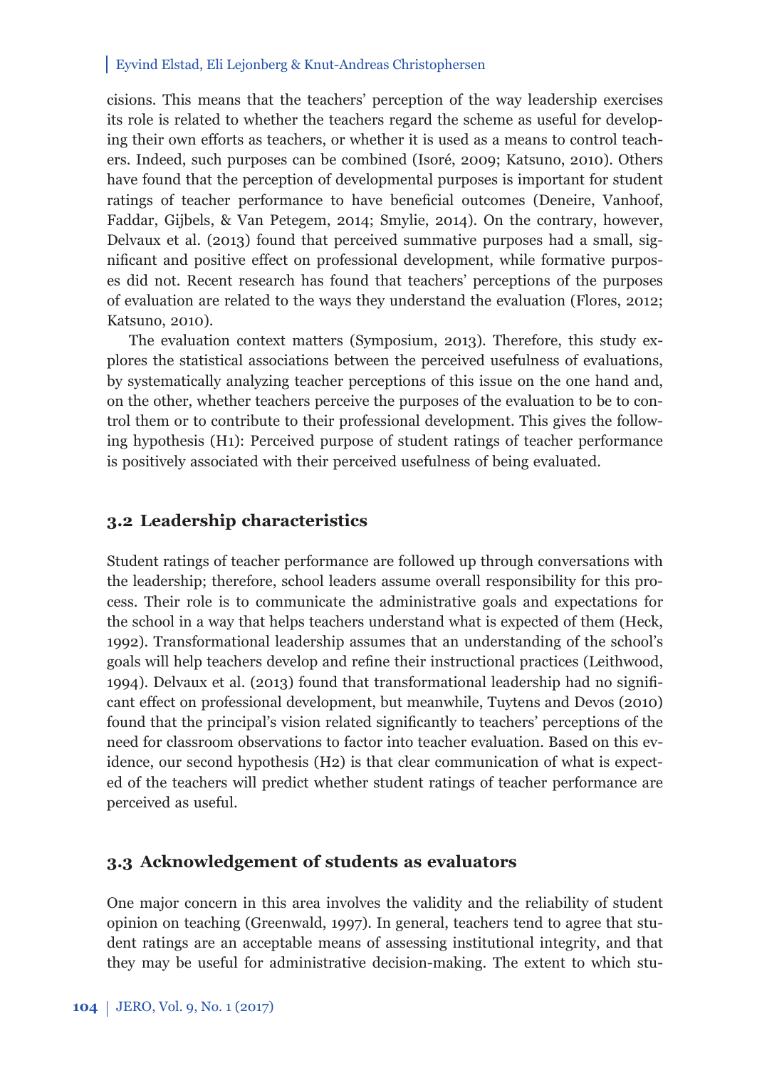cisions. This means that the teachers' perception of the way leadership exercises its role is related to whether the teachers regard the scheme as useful for developing their own efforts as teachers, or whether it is used as a means to control teachers. Indeed, such purposes can be combined (Isoré, 2009; Katsuno, 2010). Others have found that the perception of developmental purposes is important for student ratings of teacher performance to have beneficial outcomes (Deneire, Vanhoof, Faddar, Gijbels, & Van Petegem, 2014; Smylie, 2014). On the contrary, however, Delvaux et al. (2013) found that perceived summative purposes had a small, significant and positive effect on professional development, while formative purposes did not. Recent research has found that teachers' perceptions of the purposes of evaluation are related to the ways they understand the evaluation (Flores, 2012; Katsuno, 2010).

The evaluation context matters (Symposium, 2013). Therefore, this study explores the statistical associations between the perceived usefulness of evaluations, by systematically analyzing teacher perceptions of this issue on the one hand and, on the other, whether teachers perceive the purposes of the evaluation to be to control them or to contribute to their professional development. This gives the following hypothesis (H1): Perceived purpose of student ratings of teacher performance is positively associated with their perceived usefulness of being evaluated.

### 3.2 Leadership characteristics

Student ratings of teacher performance are followed up through conversations with the leadership; therefore, school leaders assume overall responsibility for this process. Their role is to communicate the administrative goals and expectations for the school in a way that helps teachers understand what is expected of them (Heck, 1992). Transformational leadership assumes that an understanding of the school's goals will help teachers develop and refine their instructional practices (Leithwood, 1994). Delvaux et al. (2013) found that transformational leadership had no significant effect on professional development, but meanwhile, Tuytens and Devos (2010) found that the principal's vision related significantly to teachers' perceptions of the need for classroom observations to factor into teacher evaluation. Based on this evidence, our second hypothesis (H2) is that clear communication of what is expected of the teachers will predict whether student ratings of teacher performance are perceived as useful.

### 3.3 Acknowledgement of students as evaluators

One major concern in this area involves the validity and the reliability of student opinion on teaching (Greenwald, 1997). In general, teachers tend to agree that student ratings are an acceptable means of assessing institutional integrity, and that they may be useful for administrative decision-making. The extent to which stu-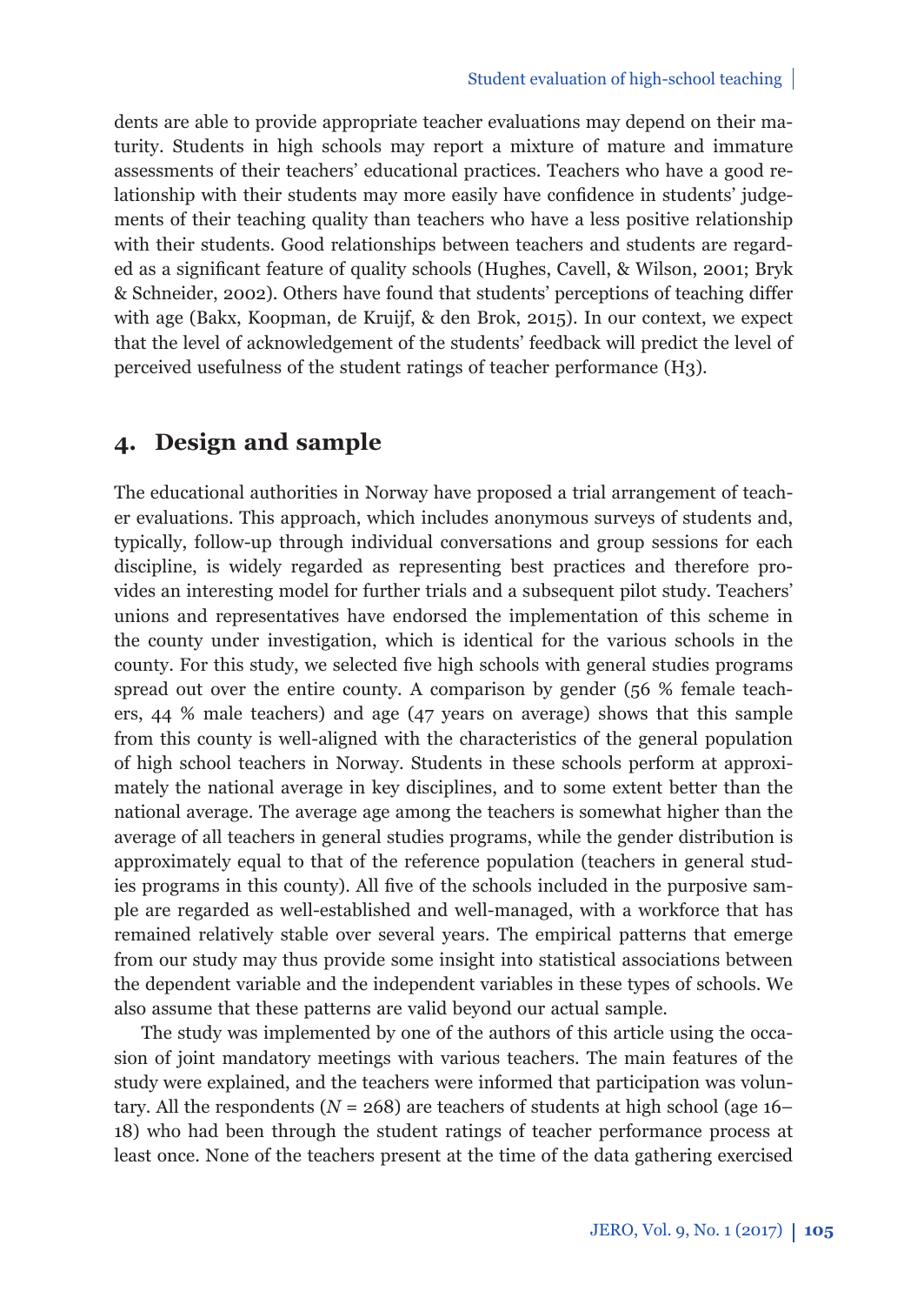dents are able to provide appropriate teacher evaluations may depend on their maturity. Students in high schools may report a mixture of mature and immature assessments of their teachers' educational practices. Teachers who have a good relationship with their students may more easily have confidence in students' judgements of their teaching quality than teachers who have a less positive relationship with their students. Good relationships between teachers and students are regarded as a significant feature of quality schools (Hughes, Cavell, & Wilson, 2001; Bryk & Schneider, 2002). Others have found that students' perceptions of teaching differ with age (Bakx, Koopman, de Kruijf, & den Brok, 2015). In our context, we expect that the level of acknowledgement of the students' feedback will predict the level of perceived usefulness of the student ratings of teacher performance (H3).

## 4. Design and sample

The educational authorities in Norway have proposed a trial arrangement of teacher evaluations. This approach, which includes anonymous surveys of students and, typically, follow-up through individual conversations and group sessions for each discipline, is widely regarded as representing best practices and therefore provides an interesting model for further trials and a subsequent pilot study. Teachers' unions and representatives have endorsed the implementation of this scheme in the county under investigation, which is identical for the various schools in the county. For this study, we selected five high schools with general studies programs spread out over the entire county. A comparison by gender (56 % female teachers, 44 % male teachers) and age (47 years on average) shows that this sample from this county is well-aligned with the characteristics of the general population of high school teachers in Norway. Students in these schools perform at approximately the national average in key disciplines, and to some extent better than the national average. The average age among the teachers is somewhat higher than the average of all teachers in general studies programs, while the gender distribution is approximately equal to that of the reference population (teachers in general studies programs in this county). All five of the schools included in the purposive sample are regarded as well-established and well-managed, with a workforce that has remained relatively stable over several years. The empirical patterns that emerge from our study may thus provide some insight into statistical associations between the dependent variable and the independent variables in these types of schools. We also assume that these patterns are valid beyond our actual sample.

The study was implemented by one of the authors of this article using the occasion of joint mandatory meetings with various teachers. The main features of the study were explained, and the teachers were informed that participation was voluntary. All the respondents ($N$ = 268) are teachers of students at high school (age 16–18) who had been through the student ratings of teacher performance process at least once. None of the teachers present at the time of the data gathering exercised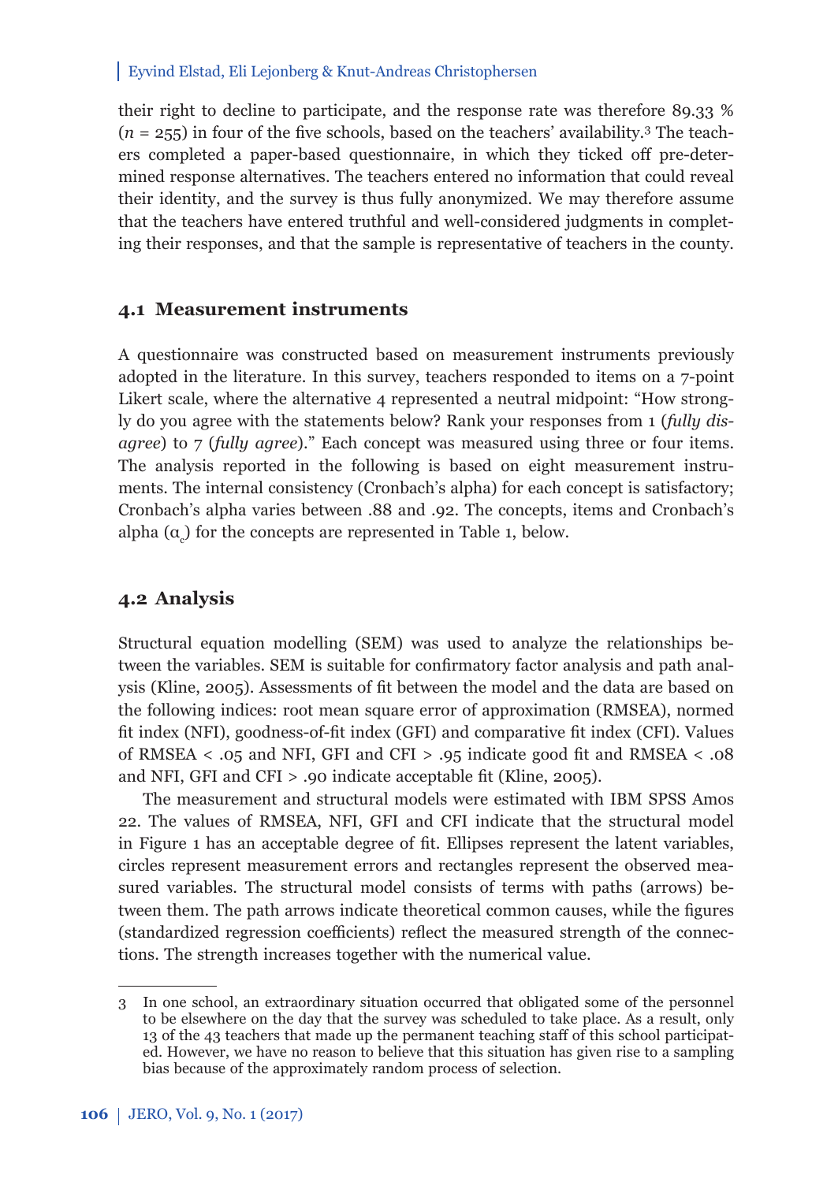their right to decline to participate, and the response rate was therefore 89.33 % ($n$ = 255) in four of the five schools, based on the teachers' availability.[3] The teachers completed a paper-based questionnaire, in which they ticked off pre-determined response alternatives. The teachers entered no information that could reveal their identity, and the survey is thus fully anonymized. We may therefore assume that the teachers have entered truthful and well-considered judgments in completing their responses, and that the sample is representative of teachers in the county.

## 4.1 Measurement instruments

A questionnaire was constructed based on measurement instruments previously adopted in the literature. In this survey, teachers responded to items on a 7-point Likert scale, where the alternative 4 represented a neutral midpoint: "How strongly do you agree with the statements below? Rank your responses from 1 (*fully disagree*) to 7 (*fully agree*)." Each concept was measured using three or four items. The analysis reported in the following is based on eight measurement instruments. The internal consistency (Cronbach's alpha) for each concept is satisfactory; Cronbach's alpha varies between .88 and .92. The concepts, items and Cronbach's alpha ($\alpha_c$) for the concepts are represented in Table 1, below.

## 4.2 Analysis

Structural equation modelling (SEM) was used to analyze the relationships between the variables. SEM is suitable for confirmatory factor analysis and path analysis (Kline, 2005). Assessments of fit between the model and the data are based on the following indices: root mean square error of approximation (RMSEA), normed fit index (NFI), goodness-of-fit index (GFI) and comparative fit index (CFI). Values of RMSEA < .05 and NFI, GFI and CFI > .95 indicate good fit and RMSEA < .08 and NFI, GFI and CFI > .90 indicate acceptable fit (Kline, 2005).

The measurement and structural models were estimated with IBM SPSS Amos 22. The values of RMSEA, NFI, GFI and CFI indicate that the structural model in Figure 1 has an acceptable degree of fit. Ellipses represent the latent variables, circles represent measurement errors and rectangles represent the observed measured variables. The structural model consists of terms with paths (arrows) between them. The path arrows indicate theoretical common causes, while the figures (standardized regression coefficients) reflect the measured strength of the connections. The strength increases together with the numerical value.

---

3 In one school, an extraordinary situation occurred that obligated some of the personnel to be elsewhere on the day that the survey was scheduled to take place. As a result, only 13 of the 43 teachers that made up the permanent teaching staff of this school participated. However, we have no reason to believe that this situation has given rise to a sampling bias because of the approximately random process of selection.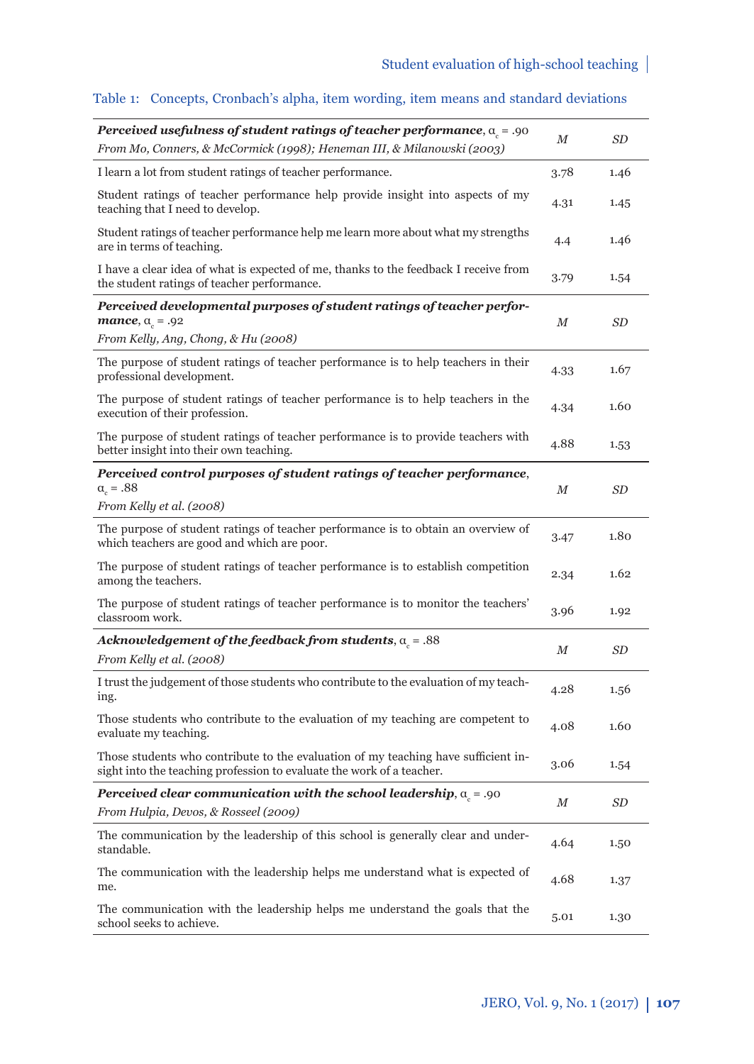Table 1: Concepts, Cronbach's alpha, item wording, item means and standard deviations

| ***Perceived usefulness of student ratings of teacher performance***, $\alpha_c$ = .90<br>*From Mo, Conners, & McCormick (1998); Heneman III, & Milanowski (2003)* | *M* | *SD* |
|---|---|---|
| I learn a lot from student ratings of teacher performance. | 3.78 | 1.46 |
| Student ratings of teacher performance help provide insight into aspects of my teaching that I need to develop. | 4.31 | 1.45 |
| Student ratings of teacher performance help me learn more about what my strengths are in terms of teaching. | 4.4 | 1.46 |
| I have a clear idea of what is expected of me, thanks to the feedback I receive from the student ratings of teacher performance. | 3.79 | 1.54 |
| ***Perceived developmental purposes of student ratings of teacher performance***, $\alpha_c$ = .92<br>*From Kelly, Ang, Chong, & Hu (2008)* | *M* | *SD* |
| The purpose of student ratings of teacher performance is to help teachers in their professional development. | 4.33 | 1.67 |
| The purpose of student ratings of teacher performance is to help teachers in the execution of their profession. | 4.34 | 1.60 |
| The purpose of student ratings of teacher performance is to provide teachers with better insight into their own teaching. | 4.88 | 1.53 |
| ***Perceived control purposes of student ratings of teacher performance***, $\alpha_c$ = .88<br>*From Kelly et al. (2008)* | *M* | *SD* |
| The purpose of student ratings of teacher performance is to obtain an overview of which teachers are good and which are poor. | 3.47 | 1.80 |
| The purpose of student ratings of teacher performance is to establish competition among the teachers. | 2.34 | 1.62 |
| The purpose of student ratings of teacher performance is to monitor the teachers' classroom work. | 3.96 | 1.92 |
| ***Acknowledgement of the feedback from students***, $\alpha_c$ = .88<br>*From Kelly et al. (2008)* | *M* | *SD* |
| I trust the judgement of those students who contribute to the evaluation of my teaching. | 4.28 | 1.56 |
| Those students who contribute to the evaluation of my teaching are competent to evaluate my teaching. | 4.08 | 1.60 |
| Those students who contribute to the evaluation of my teaching have sufficient insight into the teaching profession to evaluate the work of a teacher. | 3.06 | 1.54 |
| ***Perceived clear communication with the school leadership***, $\alpha_c$ = .90<br>*From Hulpia, Devos, & Rosseel (2009)* | *M* | *SD* |
| The communication by the leadership of this school is generally clear and understandable. | 4.64 | 1.50 |
| The communication with the leadership helps me understand what is expected of me. | 4.68 | 1.37 |
| The communication with the leadership helps me understand the goals that the school seeks to achieve. | 5.01 | 1.30 |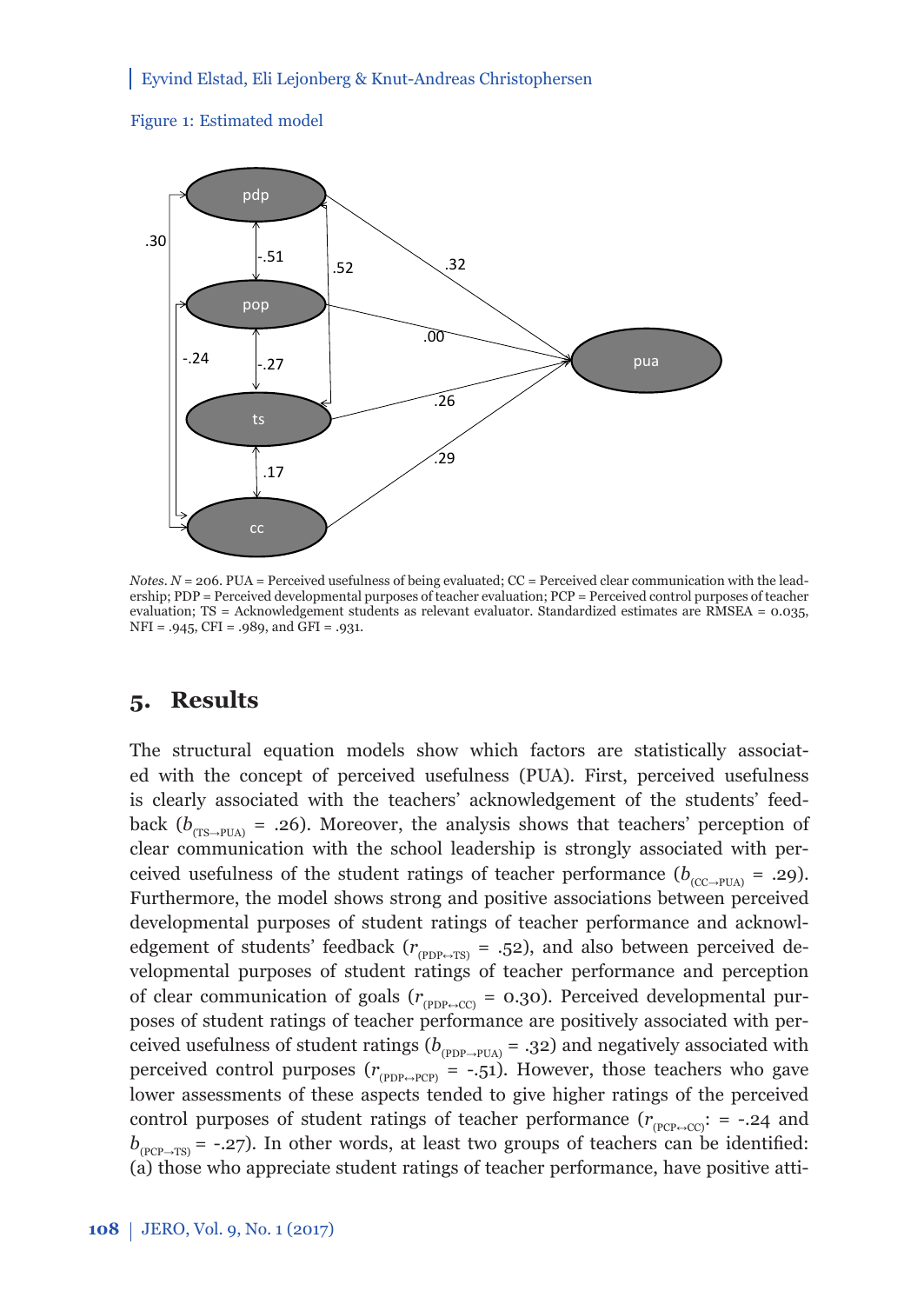Figure 1: Estimated model

*Notes. N* = 206. PUA = Perceived usefulness of being evaluated; CC = Perceived clear communication with the leadership; PDP = Perceived developmental purposes of teacher evaluation; PCP = Perceived control purposes of teacher evaluation; TS = Acknowledgement students as relevant evaluator. Standardized estimates are RMSEA = 0.035, NFI = .945, CFI = .989, and GFI = .931.

## 5. Results

The structural equation models show which factors are statistically associated with the concept of perceived usefulness (PUA). First, perceived usefulness is clearly associated with the teachers' acknowledgement of the students' feedback ($b_{(TS \rightarrow PUA)}$ = .26). Moreover, the analysis shows that teachers' perception of clear communication with the school leadership is strongly associated with perceived usefulness of the student ratings of teacher performance ($b_{(CC \rightarrow PUA)}$ = .29). Furthermore, the model shows strong and positive associations between perceived developmental purposes of student ratings of teacher performance and acknowledgement of students' feedback ($r_{(PDP \leftrightarrow TS)}$ = .52), and also between perceived developmental purposes of student ratings of teacher performance and perception of clear communication of goals ($r_{(PDP \leftrightarrow CC)}$ = 0.30). Perceived developmental purposes of student ratings of teacher performance are positively associated with perceived usefulness of student ratings ($b_{(PDP \rightarrow PUA)}$ = .32) and negatively associated with perceived control purposes ($r_{(PDP \leftrightarrow PCP)}$ = -.51). However, those teachers who gave lower assessments of these aspects tended to give higher ratings of the perceived control purposes of student ratings of teacher performance ($r_{(PCP \leftrightarrow CC)}$: = -.24 and $b_{(PCP \rightarrow TS)}$ = -.27). In other words, at least two groups of teachers can be identified: (a) those who appreciate student ratings of teacher performance, have positive atti-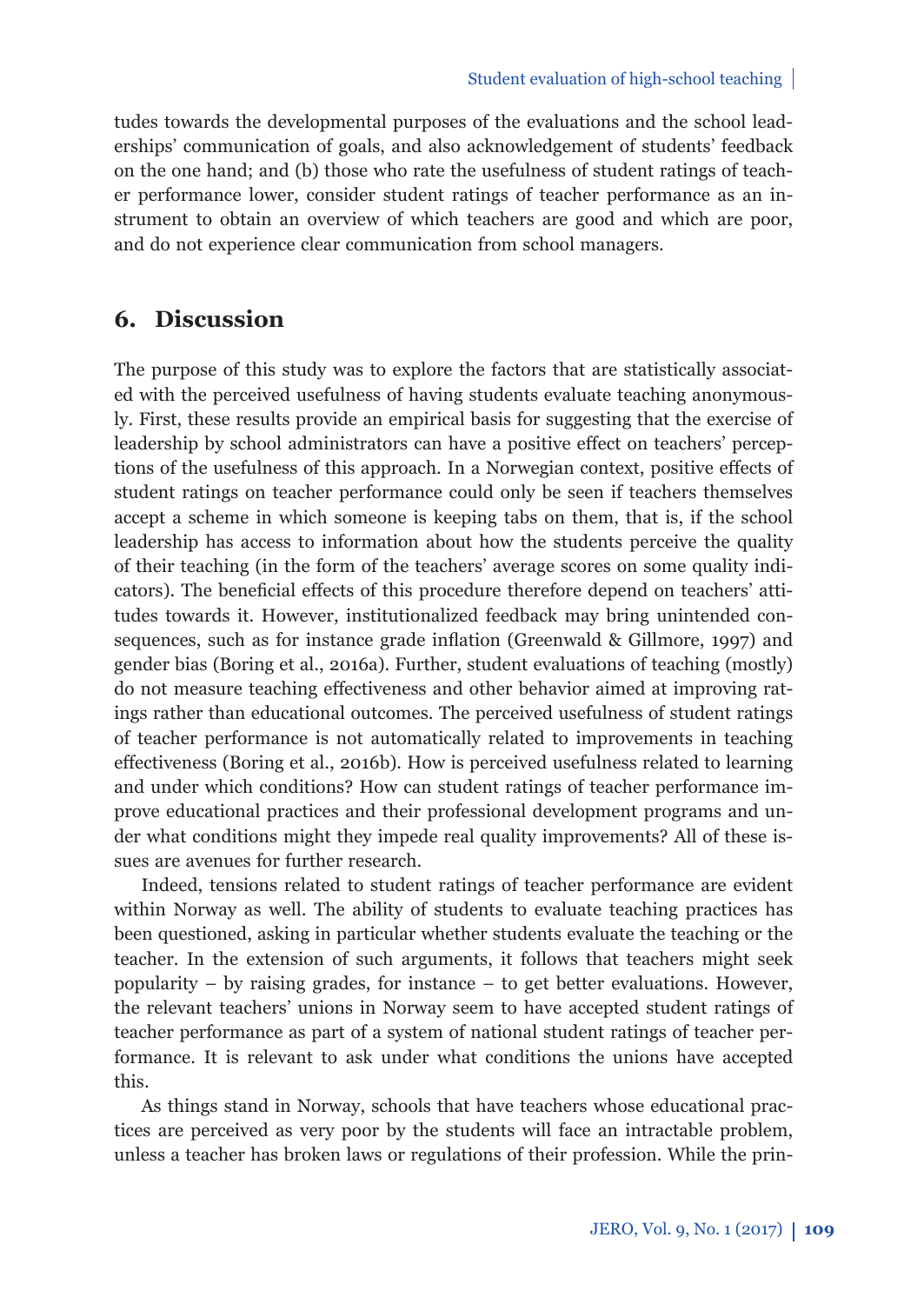tudes towards the developmental purposes of the evaluations and the school leaderships' communication of goals, and also acknowledgement of students' feedback on the one hand; and (b) those who rate the usefulness of student ratings of teacher performance lower, consider student ratings of teacher performance as an instrument to obtain an overview of which teachers are good and which are poor, and do not experience clear communication from school managers.

## 6. Discussion

The purpose of this study was to explore the factors that are statistically associated with the perceived usefulness of having students evaluate teaching anonymously. First, these results provide an empirical basis for suggesting that the exercise of leadership by school administrators can have a positive effect on teachers' perceptions of the usefulness of this approach. In a Norwegian context, positive effects of student ratings on teacher performance could only be seen if teachers themselves accept a scheme in which someone is keeping tabs on them, that is, if the school leadership has access to information about how the students perceive the quality of their teaching (in the form of the teachers' average scores on some quality indicators). The beneficial effects of this procedure therefore depend on teachers' attitudes towards it. However, institutionalized feedback may bring unintended consequences, such as for instance grade inflation (Greenwald & Gillmore, 1997) and gender bias (Boring et al., 2016a). Further, student evaluations of teaching (mostly) do not measure teaching effectiveness and other behavior aimed at improving ratings rather than educational outcomes. The perceived usefulness of student ratings of teacher performance is not automatically related to improvements in teaching effectiveness (Boring et al., 2016b). How is perceived usefulness related to learning and under which conditions? How can student ratings of teacher performance improve educational practices and their professional development programs and under what conditions might they impede real quality improvements? All of these issues are avenues for further research.

Indeed, tensions related to student ratings of teacher performance are evident within Norway as well. The ability of students to evaluate teaching practices has been questioned, asking in particular whether students evaluate the teaching or the teacher. In the extension of such arguments, it follows that teachers might seek popularity – by raising grades, for instance – to get better evaluations. However, the relevant teachers' unions in Norway seem to have accepted student ratings of teacher performance as part of a system of national student ratings of teacher performance. It is relevant to ask under what conditions the unions have accepted this.

As things stand in Norway, schools that have teachers whose educational practices are perceived as very poor by the students will face an intractable problem, unless a teacher has broken laws or regulations of their profession. While the prin-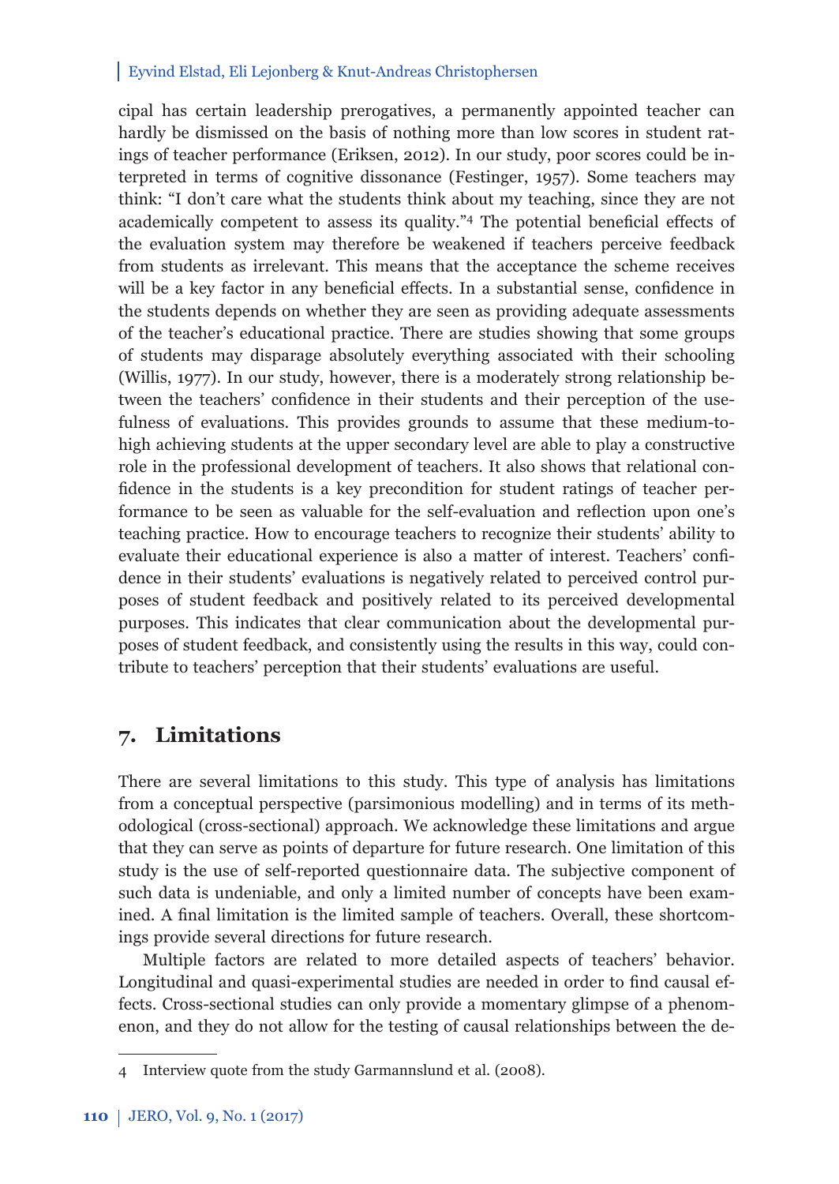cipal has certain leadership prerogatives, a permanently appointed teacher can hardly be dismissed on the basis of nothing more than low scores in student ratings of teacher performance (Eriksen, 2012). In our study, poor scores could be interpreted in terms of cognitive dissonance (Festinger, 1957). Some teachers may think: "I don't care what the students think about my teaching, since they are not academically competent to assess its quality."[4] The potential beneficial effects of the evaluation system may therefore be weakened if teachers perceive feedback from students as irrelevant. This means that the acceptance the scheme receives will be a key factor in any beneficial effects. In a substantial sense, confidence in the students depends on whether they are seen as providing adequate assessments of the teacher's educational practice. There are studies showing that some groups of students may disparage absolutely everything associated with their schooling (Willis, 1977). In our study, however, there is a moderately strong relationship between the teachers' confidence in their students and their perception of the usefulness of evaluations. This provides grounds to assume that these medium-to-high achieving students at the upper secondary level are able to play a constructive role in the professional development of teachers. It also shows that relational confidence in the students is a key precondition for student ratings of teacher performance to be seen as valuable for the self-evaluation and reflection upon one's teaching practice. How to encourage teachers to recognize their students' ability to evaluate their educational experience is also a matter of interest. Teachers' confidence in their students' evaluations is negatively related to perceived control purposes of student feedback and positively related to its perceived developmental purposes. This indicates that clear communication about the developmental purposes of student feedback, and consistently using the results in this way, could contribute to teachers' perception that their students' evaluations are useful.

## 7. Limitations

There are several limitations to this study. This type of analysis has limitations from a conceptual perspective (parsimonious modelling) and in terms of its methodological (cross-sectional) approach. We acknowledge these limitations and argue that they can serve as points of departure for future research. One limitation of this study is the use of self-reported questionnaire data. The subjective component of such data is undeniable, and only a limited number of concepts have been examined. A final limitation is the limited sample of teachers. Overall, these shortcomings provide several directions for future research.

Multiple factors are related to more detailed aspects of teachers' behavior. Longitudinal and quasi-experimental studies are needed in order to find causal effects. Cross-sectional studies can only provide a momentary glimpse of a phenomenon, and they do not allow for the testing of causal relationships between the de-

4 Interview quote from the study Garmannslund et al. (2008).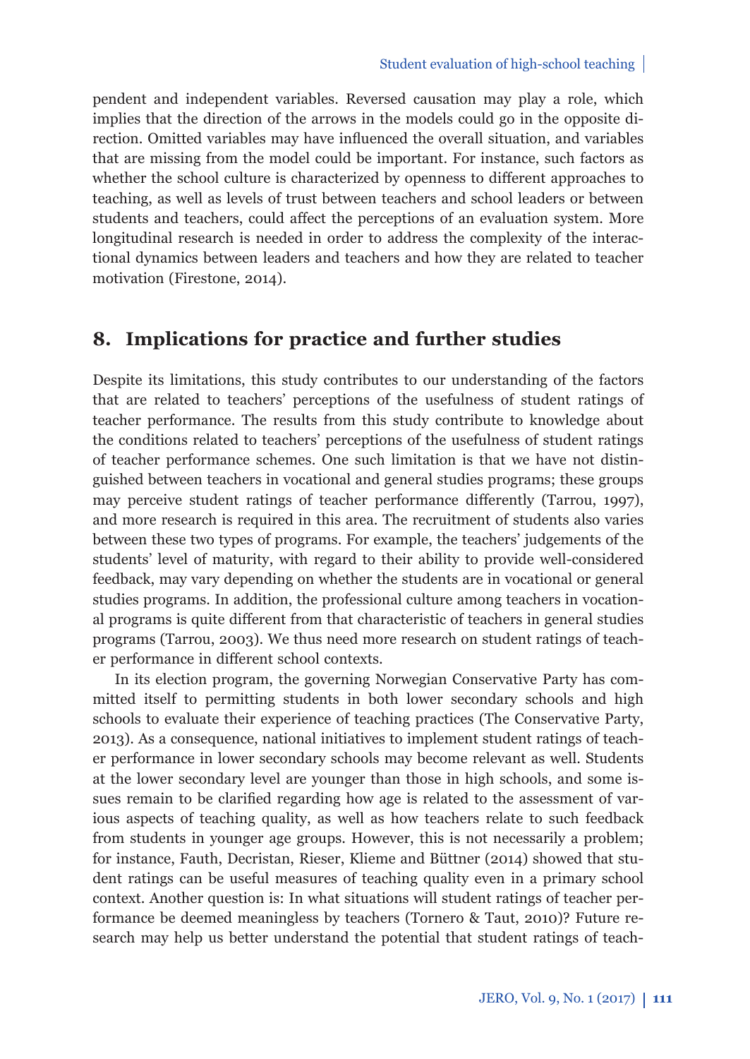pendent and independent variables. Reversed causation may play a role, which implies that the direction of the arrows in the models could go in the opposite direction. Omitted variables may have influenced the overall situation, and variables that are missing from the model could be important. For instance, such factors as whether the school culture is characterized by openness to different approaches to teaching, as well as levels of trust between teachers and school leaders or between students and teachers, could affect the perceptions of an evaluation system. More longitudinal research is needed in order to address the complexity of the interactional dynamics between leaders and teachers and how they are related to teacher motivation (Firestone, 2014).

## 8. Implications for practice and further studies

Despite its limitations, this study contributes to our understanding of the factors that are related to teachers' perceptions of the usefulness of student ratings of teacher performance. The results from this study contribute to knowledge about the conditions related to teachers' perceptions of the usefulness of student ratings of teacher performance schemes. One such limitation is that we have not distinguished between teachers in vocational and general studies programs; these groups may perceive student ratings of teacher performance differently (Tarrou, 1997), and more research is required in this area. The recruitment of students also varies between these two types of programs. For example, the teachers' judgements of the students' level of maturity, with regard to their ability to provide well-considered feedback, may vary depending on whether the students are in vocational or general studies programs. In addition, the professional culture among teachers in vocational programs is quite different from that characteristic of teachers in general studies programs (Tarrou, 2003). We thus need more research on student ratings of teacher performance in different school contexts.

In its election program, the governing Norwegian Conservative Party has committed itself to permitting students in both lower secondary schools and high schools to evaluate their experience of teaching practices (The Conservative Party, 2013). As a consequence, national initiatives to implement student ratings of teacher performance in lower secondary schools may become relevant as well. Students at the lower secondary level are younger than those in high schools, and some issues remain to be clarified regarding how age is related to the assessment of various aspects of teaching quality, as well as how teachers relate to such feedback from students in younger age groups. However, this is not necessarily a problem; for instance, Fauth, Decristan, Rieser, Klieme and Büttner (2014) showed that student ratings can be useful measures of teaching quality even in a primary school context. Another question is: In what situations will student ratings of teacher performance be deemed meaningless by teachers (Tornero & Taut, 2010)? Future research may help us better understand the potential that student ratings of teach-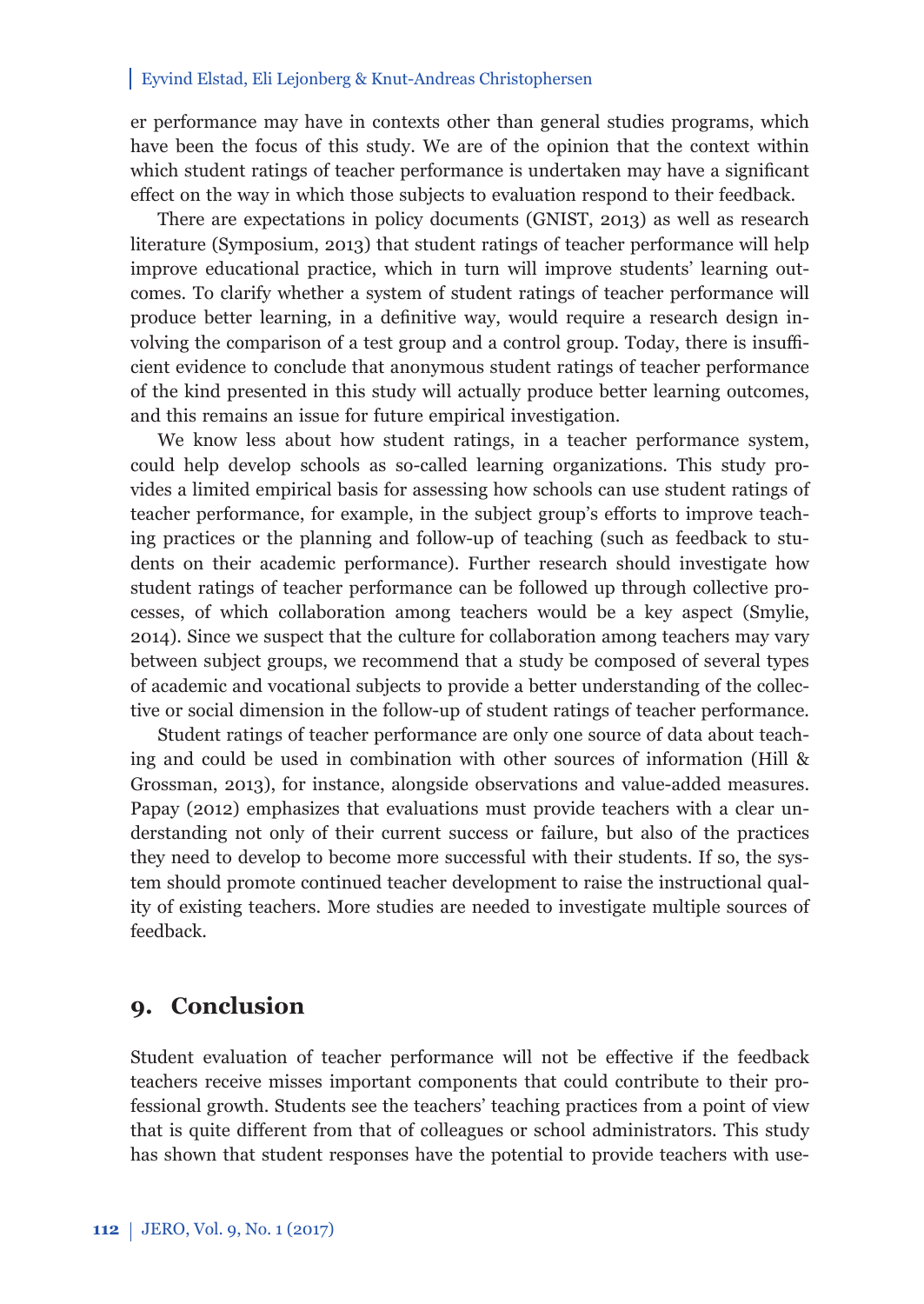er performance may have in contexts other than general studies programs, which have been the focus of this study. We are of the opinion that the context within which student ratings of teacher performance is undertaken may have a significant effect on the way in which those subjects to evaluation respond to their feedback.

There are expectations in policy documents (GNIST, 2013) as well as research literature (Symposium, 2013) that student ratings of teacher performance will help improve educational practice, which in turn will improve students' learning outcomes. To clarify whether a system of student ratings of teacher performance will produce better learning, in a definitive way, would require a research design involving the comparison of a test group and a control group. Today, there is insufficient evidence to conclude that anonymous student ratings of teacher performance of the kind presented in this study will actually produce better learning outcomes, and this remains an issue for future empirical investigation.

We know less about how student ratings, in a teacher performance system, could help develop schools as so-called learning organizations. This study provides a limited empirical basis for assessing how schools can use student ratings of teacher performance, for example, in the subject group's efforts to improve teaching practices or the planning and follow-up of teaching (such as feedback to students on their academic performance). Further research should investigate how student ratings of teacher performance can be followed up through collective processes, of which collaboration among teachers would be a key aspect (Smylie, 2014). Since we suspect that the culture for collaboration among teachers may vary between subject groups, we recommend that a study be composed of several types of academic and vocational subjects to provide a better understanding of the collective or social dimension in the follow-up of student ratings of teacher performance.

Student ratings of teacher performance are only one source of data about teaching and could be used in combination with other sources of information (Hill & Grossman, 2013), for instance, alongside observations and value-added measures. Papay (2012) emphasizes that evaluations must provide teachers with a clear understanding not only of their current success or failure, but also of the practices they need to develop to become more successful with their students. If so, the system should promote continued teacher development to raise the instructional quality of existing teachers. More studies are needed to investigate multiple sources of feedback.

## 9. Conclusion

Student evaluation of teacher performance will not be effective if the feedback teachers receive misses important components that could contribute to their professional growth. Students see the teachers' teaching practices from a point of view that is quite different from that of colleagues or school administrators. This study has shown that student responses have the potential to provide teachers with use-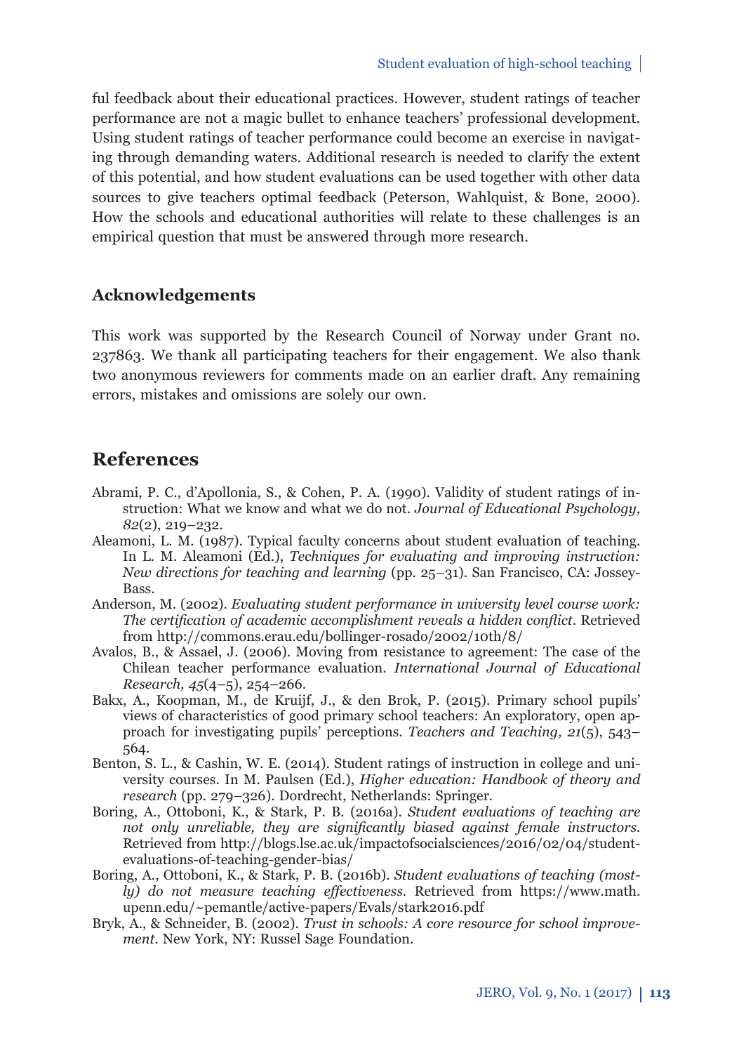ful feedback about their educational practices. However, student ratings of teacher performance are not a magic bullet to enhance teachers' professional development. Using student ratings of teacher performance could become an exercise in navigating through demanding waters. Additional research is needed to clarify the extent of this potential, and how student evaluations can be used together with other data sources to give teachers optimal feedback (Peterson, Wahlquist, & Bone, 2000). How the schools and educational authorities will relate to these challenges is an empirical question that must be answered through more research.

### Acknowledgements

This work was supported by the Research Council of Norway under Grant no. 237863. We thank all participating teachers for their engagement. We also thank two anonymous reviewers for comments made on an earlier draft. Any remaining errors, mistakes and omissions are solely our own.

## References

Abrami, P. C., d'Apollonia, S., & Cohen, P. A. (1990). Validity of student ratings of instruction: What we know and what we do not. *Journal of Educational Psychology, 82*(2), 219–232.

Aleamoni, L. M. (1987). Typical faculty concerns about student evaluation of teaching. In L. M. Aleamoni (Ed.), *Techniques for evaluating and improving instruction: New directions for teaching and learning* (pp. 25–31). San Francisco, CA: Jossey-Bass.

Anderson, M. (2002). *Evaluating student performance in university level course work: The certification of academic accomplishment reveals a hidden conflict*. Retrieved from http://commons.erau.edu/bollinger-rosado/2002/10th/8/

Avalos, B., & Assael, J. (2006). Moving from resistance to agreement: The case of the Chilean teacher performance evaluation. *International Journal of Educational Research, 45*(4–5), 254–266.

Bakx, A., Koopman, M., de Kruijf, J., & den Brok, P. (2015). Primary school pupils' views of characteristics of good primary school teachers: An exploratory, open approach for investigating pupils' perceptions. *Teachers and Teaching, 21*(5), 543–564.

Benton, S. L., & Cashin, W. E. (2014). Student ratings of instruction in college and university courses. In M. Paulsen (Ed.), *Higher education: Handbook of theory and research* (pp. 279–326). Dordrecht, Netherlands: Springer.

Boring, A., Ottoboni, K., & Stark, P. B. (2016a). *Student evaluations of teaching are not only unreliable, they are significantly biased against female instructors.* Retrieved from http://blogs.lse.ac.uk/impactofsocialsciences/2016/02/04/student-evaluations-of-teaching-gender-bias/

Boring, A., Ottoboni, K., & Stark, P. B. (2016b). *Student evaluations of teaching (mostly) do not measure teaching effectiveness.* Retrieved from https://www.math.upenn.edu/~pemantle/active-papers/Evals/stark2016.pdf

Bryk, A., & Schneider, B. (2002). *Trust in schools: A core resource for school improvement.* New York, NY: Russel Sage Foundation.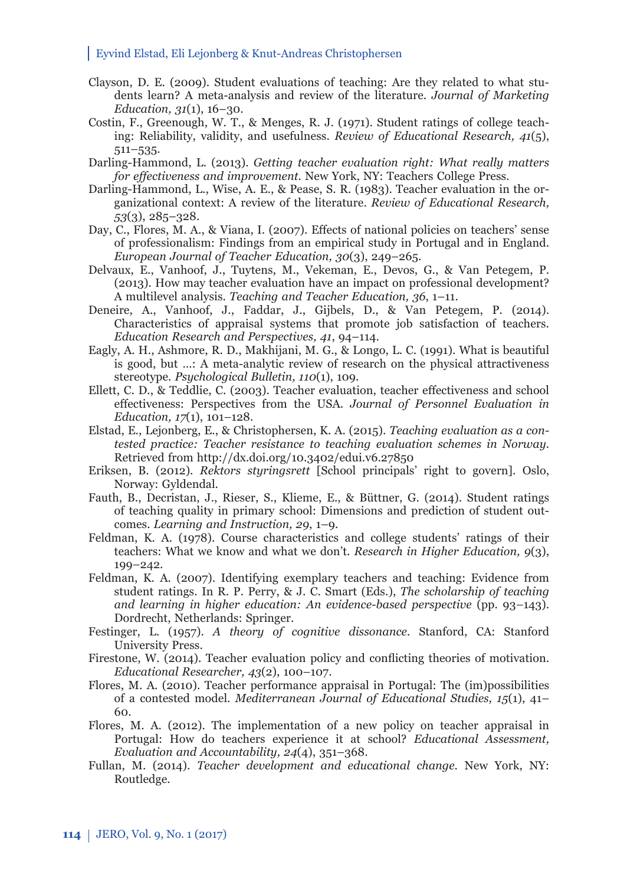Clayson, D. E. (2009). Student evaluations of teaching: Are they related to what students learn? A meta-analysis and review of the literature. *Journal of Marketing Education, 31*(1), 16–30.

Costin, F., Greenough, W. T., & Menges, R. J. (1971). Student ratings of college teaching: Reliability, validity, and usefulness. *Review of Educational Research, 41*(5), 511–535.

Darling-Hammond, L. (2013). *Getting teacher evaluation right: What really matters for effectiveness and improvement.* New York, NY: Teachers College Press.

Darling-Hammond, L., Wise, A. E., & Pease, S. R. (1983). Teacher evaluation in the organizational context: A review of the literature. *Review of Educational Research, 53*(3), 285–328.

Day, C., Flores, M. A., & Viana, I. (2007). Effects of national policies on teachers' sense of professionalism: Findings from an empirical study in Portugal and in England. *European Journal of Teacher Education, 30*(3), 249–265.

Delvaux, E., Vanhoof, J., Tuytens, M., Vekeman, E., Devos, G., & Van Petegem, P. (2013). How may teacher evaluation have an impact on professional development? A multilevel analysis. *Teaching and Teacher Education, 36*, 1–11.

Deneire, A., Vanhoof, J., Faddar, J., Gijbels, D., & Van Petegem, P. (2014). Characteristics of appraisal systems that promote job satisfaction of teachers. *Education Research and Perspectives, 41*, 94–114.

Eagly, A. H., Ashmore, R. D., Makhijani, M. G., & Longo, L. C. (1991). What is beautiful is good, but ...: A meta-analytic review of research on the physical attractiveness stereotype. *Psychological Bulletin, 110*(1), 109.

Ellett, C. D., & Teddlie, C. (2003). Teacher evaluation, teacher effectiveness and school effectiveness: Perspectives from the USA. *Journal of Personnel Evaluation in Education, 17*(1), 101–128.

Elstad, E., Lejonberg, E., & Christophersen, K. A. (2015). *Teaching evaluation as a contested practice: Teacher resistance to teaching evaluation schemes in Norway.* Retrieved from http://dx.doi.org/10.3402/edui.v6.27850

Eriksen, B. (2012). *Rektors styringsrett* [School principals' right to govern]. Oslo, Norway: Gyldendal.

Fauth, B., Decristan, J., Rieser, S., Klieme, E., & Büttner, G. (2014). Student ratings of teaching quality in primary school: Dimensions and prediction of student outcomes. *Learning and Instruction, 29*, 1–9.

Feldman, K. A. (1978). Course characteristics and college students' ratings of their teachers: What we know and what we don't. *Research in Higher Education, 9*(3), 199–242.

Feldman, K. A. (2007). Identifying exemplary teachers and teaching: Evidence from student ratings. In R. P. Perry, & J. C. Smart (Eds.), *The scholarship of teaching and learning in higher education: An evidence-based perspective* (pp. 93–143). Dordrecht, Netherlands: Springer.

Festinger, L. (1957). *A theory of cognitive dissonance.* Stanford, CA: Stanford University Press.

Firestone, W. (2014). Teacher evaluation policy and conflicting theories of motivation. *Educational Researcher, 43*(2), 100–107.

Flores, M. A. (2010). Teacher performance appraisal in Portugal: The (im)possibilities of a contested model. *Mediterranean Journal of Educational Studies, 15*(1), 41–60.

Flores, M. A. (2012). The implementation of a new policy on teacher appraisal in Portugal: How do teachers experience it at school? *Educational Assessment, Evaluation and Accountability, 24*(4), 351–368.

Fullan, M. (2014). *Teacher development and educational change.* New York, NY: Routledge.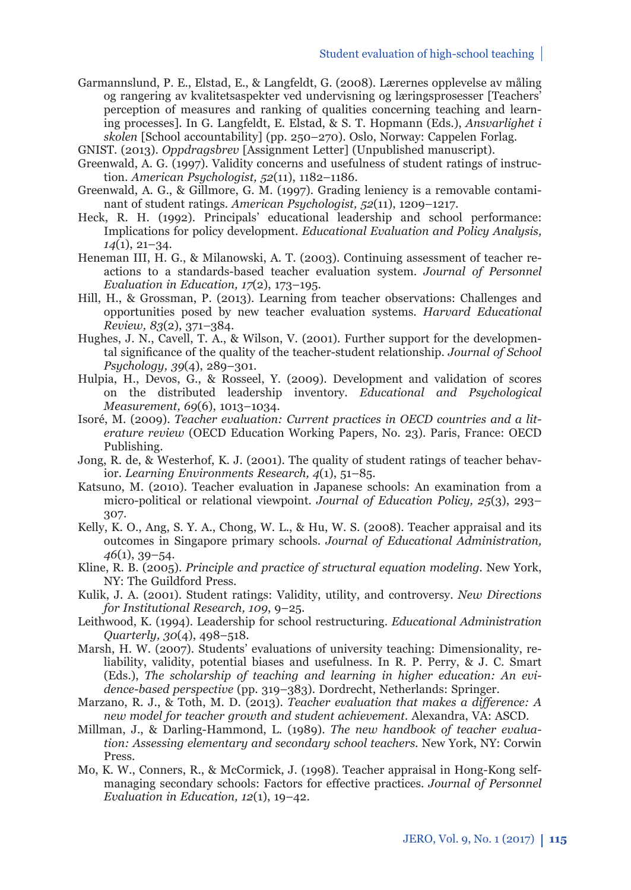Garmannslund, P. E., Elstad, E., & Langfeldt, G. (2008). Lærernes opplevelse av måling og rangering av kvalitetsaspekter ved undervisning og læringsprosesser [Teachers' perception of measures and ranking of qualities concerning teaching and learning processes]. In G. Langfeldt, E. Elstad, & S. T. Hopmann (Eds.), *Ansvarlighet i skolen* [School accountability] (pp. 250–270). Oslo, Norway: Cappelen Forlag.

GNIST. (2013). *Oppdragsbrev* [Assignment Letter] (Unpublished manuscript).

Greenwald, A. G. (1997). Validity concerns and usefulness of student ratings of instruction. *American Psychologist, 52*(11), 1182–1186.

Greenwald, A. G., & Gillmore, G. M. (1997). Grading leniency is a removable contaminant of student ratings. *American Psychologist, 52*(11), 1209–1217.

Heck, R. H. (1992). Principals' educational leadership and school performance: Implications for policy development. *Educational Evaluation and Policy Analysis, 14*(1), 21–34.

Heneman III, H. G., & Milanowski, A. T. (2003). Continuing assessment of teacher reactions to a standards-based teacher evaluation system. *Journal of Personnel Evaluation in Education, 17*(2), 173–195.

Hill, H., & Grossman, P. (2013). Learning from teacher observations: Challenges and opportunities posed by new teacher evaluation systems. *Harvard Educational Review, 83*(2), 371–384.

Hughes, J. N., Cavell, T. A., & Wilson, V. (2001). Further support for the developmental significance of the quality of the teacher-student relationship. *Journal of School Psychology, 39*(4), 289–301.

Hulpia, H., Devos, G., & Rosseel, Y. (2009). Development and validation of scores on the distributed leadership inventory. *Educational and Psychological Measurement, 69*(6), 1013–1034.

Isoré, M. (2009). *Teacher evaluation: Current practices in OECD countries and a literature review* (OECD Education Working Papers, No. 23). Paris, France: OECD Publishing.

Jong, R. de, & Westerhof, K. J. (2001). The quality of student ratings of teacher behavior. *Learning Environments Research, 4*(1), 51–85.

Katsuno, M. (2010). Teacher evaluation in Japanese schools: An examination from a micro-political or relational viewpoint. *Journal of Education Policy, 25*(3), 293–307.

Kelly, K. O., Ang, S. Y. A., Chong, W. L., & Hu, W. S. (2008). Teacher appraisal and its outcomes in Singapore primary schools. *Journal of Educational Administration, 46*(1), 39–54.

Kline, R. B. (2005). *Principle and practice of structural equation modeling*. New York, NY: The Guildford Press.

Kulik, J. A. (2001). Student ratings: Validity, utility, and controversy. *New Directions for Institutional Research, 109*, 9–25.

Leithwood, K. (1994). Leadership for school restructuring. *Educational Administration Quarterly, 30*(4), 498–518.

Marsh, H. W. (2007). Students' evaluations of university teaching: Dimensionality, reliability, validity, potential biases and usefulness. In R. P. Perry, & J. C. Smart (Eds.), *The scholarship of teaching and learning in higher education: An evidence-based perspective* (pp. 319–383). Dordrecht, Netherlands: Springer.

Marzano, R. J., & Toth, M. D. (2013). *Teacher evaluation that makes a difference: A new model for teacher growth and student achievement*. Alexandra, VA: ASCD.

Millman, J., & Darling-Hammond, L. (1989). *The new handbook of teacher evaluation: Assessing elementary and secondary school teachers*. New York, NY: Corwin Press.

Mo, K. W., Conners, R., & McCormick, J. (1998). Teacher appraisal in Hong-Kong self-managing secondary schools: Factors for effective practices. *Journal of Personnel Evaluation in Education, 12*(1), 19–42.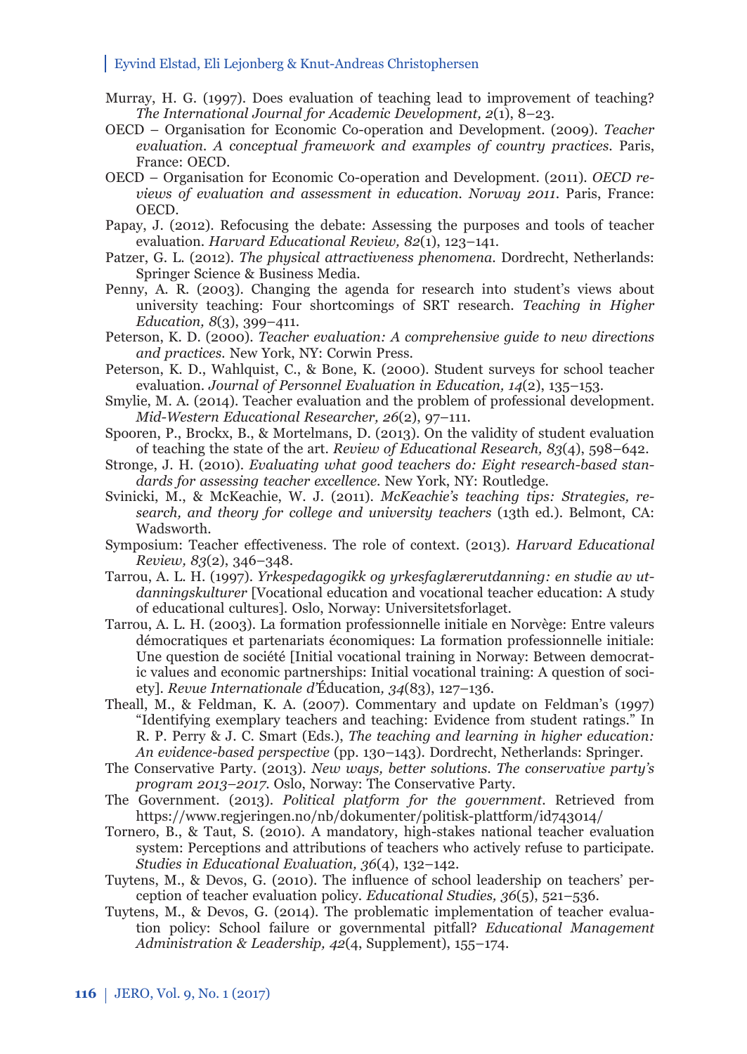Murray, H. G. (1997). Does evaluation of teaching lead to improvement of teaching? *The International Journal for Academic Development, 2*(1), 8–23.

OECD – Organisation for Economic Co-operation and Development. (2009). *Teacher evaluation. A conceptual framework and examples of country practices*. Paris, France: OECD.

OECD – Organisation for Economic Co-operation and Development. (2011). *OECD reviews of evaluation and assessment in education. Norway 2011*. Paris, France: OECD.

Papay, J. (2012). Refocusing the debate: Assessing the purposes and tools of teacher evaluation. *Harvard Educational Review, 82*(1), 123–141.

Patzer, G. L. (2012). *The physical attractiveness phenomena*. Dordrecht, Netherlands: Springer Science & Business Media.

Penny, A. R. (2003). Changing the agenda for research into student's views about university teaching: Four shortcomings of SRT research. *Teaching in Higher Education, 8*(3), 399–411.

Peterson, K. D. (2000). *Teacher evaluation: A comprehensive guide to new directions and practices*. New York, NY: Corwin Press.

Peterson, K. D., Wahlquist, C., & Bone, K. (2000). Student surveys for school teacher evaluation. *Journal of Personnel Evaluation in Education, 14*(2), 135–153.

Smylie, M. A. (2014). Teacher evaluation and the problem of professional development. *Mid-Western Educational Researcher, 26*(2), 97–111.

Spooren, P., Brockx, B., & Mortelmans, D. (2013). On the validity of student evaluation of teaching the state of the art. *Review of Educational Research, 83*(4), 598–642.

Stronge, J. H. (2010). *Evaluating what good teachers do: Eight research-based standards for assessing teacher excellence*. New York, NY: Routledge.

Svinicki, M., & McKeachie, W. J. (2011). *McKeachie's teaching tips: Strategies, research, and theory for college and university teachers* (13th ed.). Belmont, CA: Wadsworth.

Symposium: Teacher effectiveness. The role of context. (2013). *Harvard Educational Review, 83*(2), 346–348.

Tarrou, A. L. H. (1997). *Yrkespedagogikk og yrkesfaglærerutdanning: en studie av utdanningskulturer* [Vocational education and vocational teacher education: A study of educational cultures]. Oslo, Norway: Universitetsforlaget.

Tarrou, A. L. H. (2003). La formation professionnelle initiale en Norvège: Entre valeurs démocratiques et partenariats économiques: La formation professionnelle initiale: Une question de société [Initial vocational training in Norway: Between democratic values and economic partnerships: Initial vocational training: A question of society]. *Revue Internationale d'*Éducation, *34*(83), 127–136.

Theall, M., & Feldman, K. A. (2007). Commentary and update on Feldman's (1997) "Identifying exemplary teachers and teaching: Evidence from student ratings." In R. P. Perry & J. C. Smart (Eds.), *The teaching and learning in higher education: An evidence-based perspective* (pp. 130–143). Dordrecht, Netherlands: Springer.

The Conservative Party. (2013). *New ways, better solutions. The conservative party's program 2013–2017*. Oslo, Norway: The Conservative Party.

The Government. (2013). *Political platform for the government*. Retrieved from https://www.regjeringen.no/nb/dokumenter/politisk-plattform/id743014/

Tornero, B., & Taut, S. (2010). A mandatory, high-stakes national teacher evaluation system: Perceptions and attributions of teachers who actively refuse to participate. *Studies in Educational Evaluation, 36*(4), 132–142.

Tuytens, M., & Devos, G. (2010). The influence of school leadership on teachers' perception of teacher evaluation policy. *Educational Studies, 36*(5), 521–536.

Tuytens, M., & Devos, G. (2014). The problematic implementation of teacher evaluation policy: School failure or governmental pitfall? *Educational Management Administration & Leadership, 42*(4, Supplement), 155–174.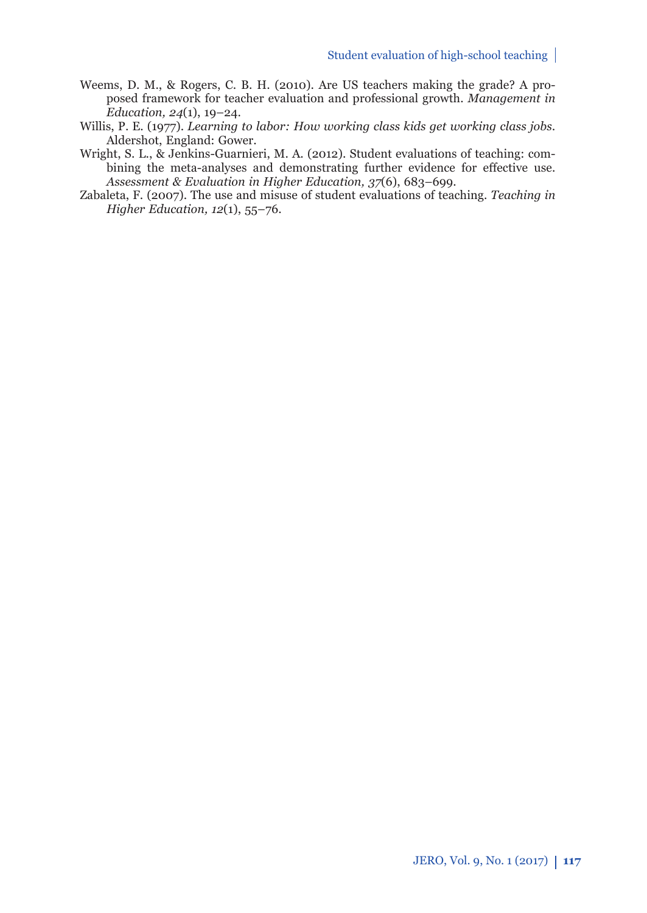Weems, D. M., & Rogers, C. B. H. (2010). Are US teachers making the grade? A proposed framework for teacher evaluation and professional growth. *Management in Education, 24*(1), 19–24.

Willis, P. E. (1977). *Learning to labor: How working class kids get working class jobs*. Aldershot, England: Gower.

Wright, S. L., & Jenkins-Guarnieri, M. A. (2012). Student evaluations of teaching: combining the meta-analyses and demonstrating further evidence for effective use. *Assessment & Evaluation in Higher Education, 37*(6), 683–699.

Zabaleta, F. (2007). The use and misuse of student evaluations of teaching. *Teaching in Higher Education, 12*(1), 55–76.